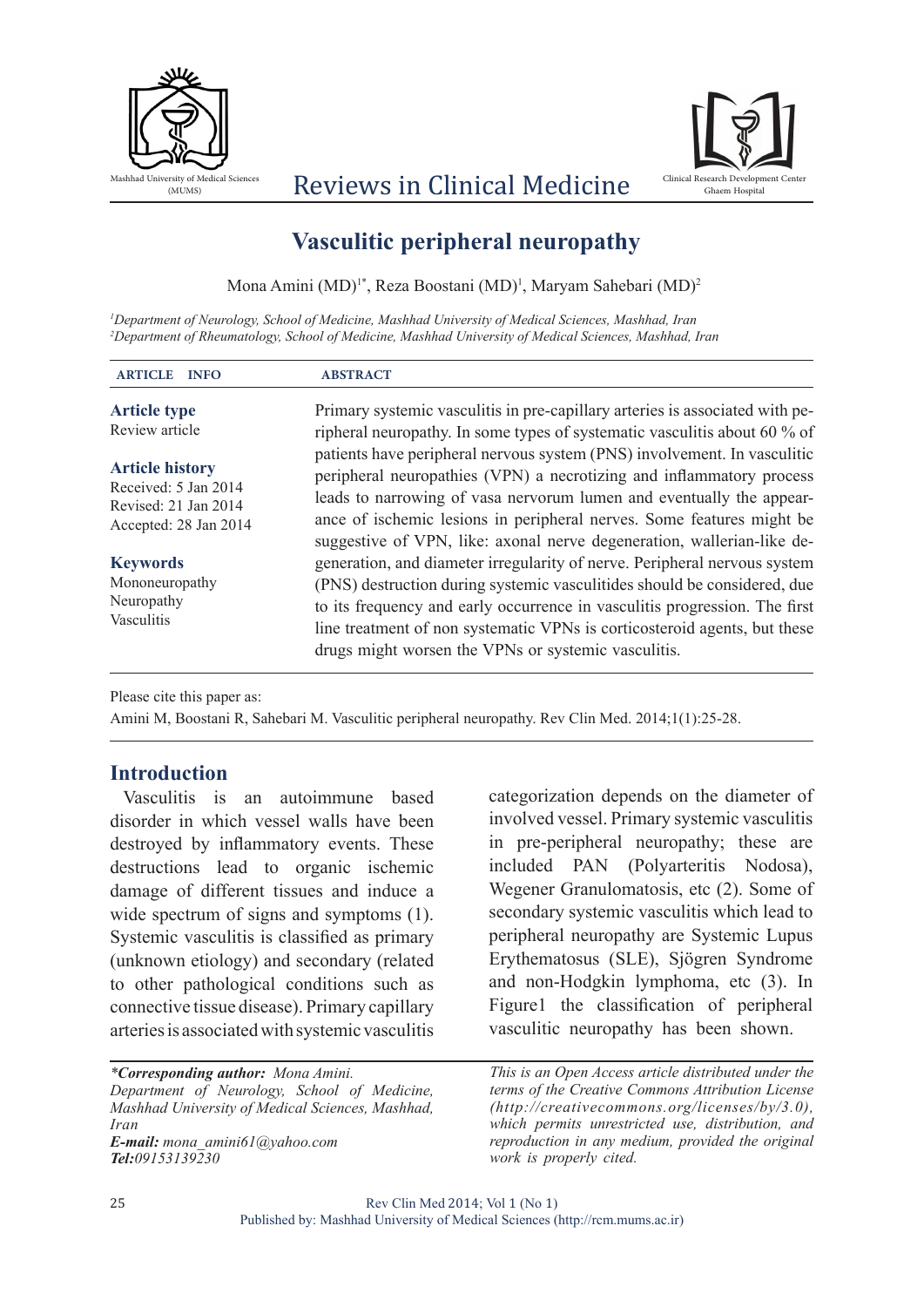# Vasculitic peripheral neuropathy

Mona Amini (MD)[1*], Reza Boostani (MD)[1], Maryam Sahebari (MD)[2]

*[1]Department of Neurology, School of Medicine, Mashhad University of Medical Sciences, Mashhad, Iran*
*[2]Department of Rheumatology, School of Medicine, Mashhad University of Medical Sciences, Mashhad, Iran*

**ARTICLE INFO**

**Article type**
Review article

**Article history**
Received: 5 Jan 2014
Revised: 21 Jan 2014
Accepted: 28 Jan 2014

**Keywords**
Mononeuropathy
Neuropathy
Vasculitis

**ABSTRACT**

Primary systemic vasculitis in pre-capillary arteries is associated with peripheral neuropathy. In some types of systematic vasculitis about 60 % of patients have peripheral nervous system (PNS) involvement. In vasculitic peripheral neuropathies (VPN) a necrotizing and inflammatory process leads to narrowing of vasa nervorum lumen and eventually the appearance of ischemic lesions in peripheral nerves. Some features might be suggestive of VPN, like: axonal nerve degeneration, wallerian-like degeneration, and diameter irregularity of nerve. Peripheral nervous system (PNS) destruction during systemic vasculitides should be considered, due to its frequency and early occurrence in vasculitis progression. The first line treatment of non systematic VPNs is corticosteroid agents, but these drugs might worsen the VPNs or systemic vasculitis.

Please cite this paper as:
Amini M, Boostani R, Sahebari M. Vasculitic peripheral neuropathy. Rev Clin Med. 2014;1(1):25-28.

## Introduction

Vasculitis is an autoimmune based disorder in which vessel walls have been destroyed by inflammatory events. These destructions lead to organic ischemic damage of different tissues and induce a wide spectrum of signs and symptoms (1). Systemic vasculitis is classified as primary (unknown etiology) and secondary (related to other pathological conditions such as connective tissue disease). Primary capillary arteries is associated with systemic vasculitis categorization depends on the diameter of involved vessel. Primary systemic vasculitis in pre-peripheral neuropathy; these are included PAN (Polyarteritis Nodosa), Wegener Granulomatosis, etc (2). Some of secondary systemic vasculitis which lead to peripheral neuropathy are Systemic Lupus Erythematosus (SLE), Sjögren Syndrome and non-Hodgkin lymphoma, etc (3). In Figure1 the classification of peripheral vasculitic neuropathy has been shown.

***Corresponding author:** Mona Amini.*
*Department of Neurology, School of Medicine, Mashhad University of Medical Sciences, Mashhad, Iran*
***E-mail:** mona_amini61@yahoo.com*
***Tel:**09153139230*

*This is an Open Access article distributed under the terms of the Creative Commons Attribution License (http://creativecommons.org/licenses/by/3.0), which permits unrestricted use, distribution, and reproduction in any medium, provided the original work is properly cited.*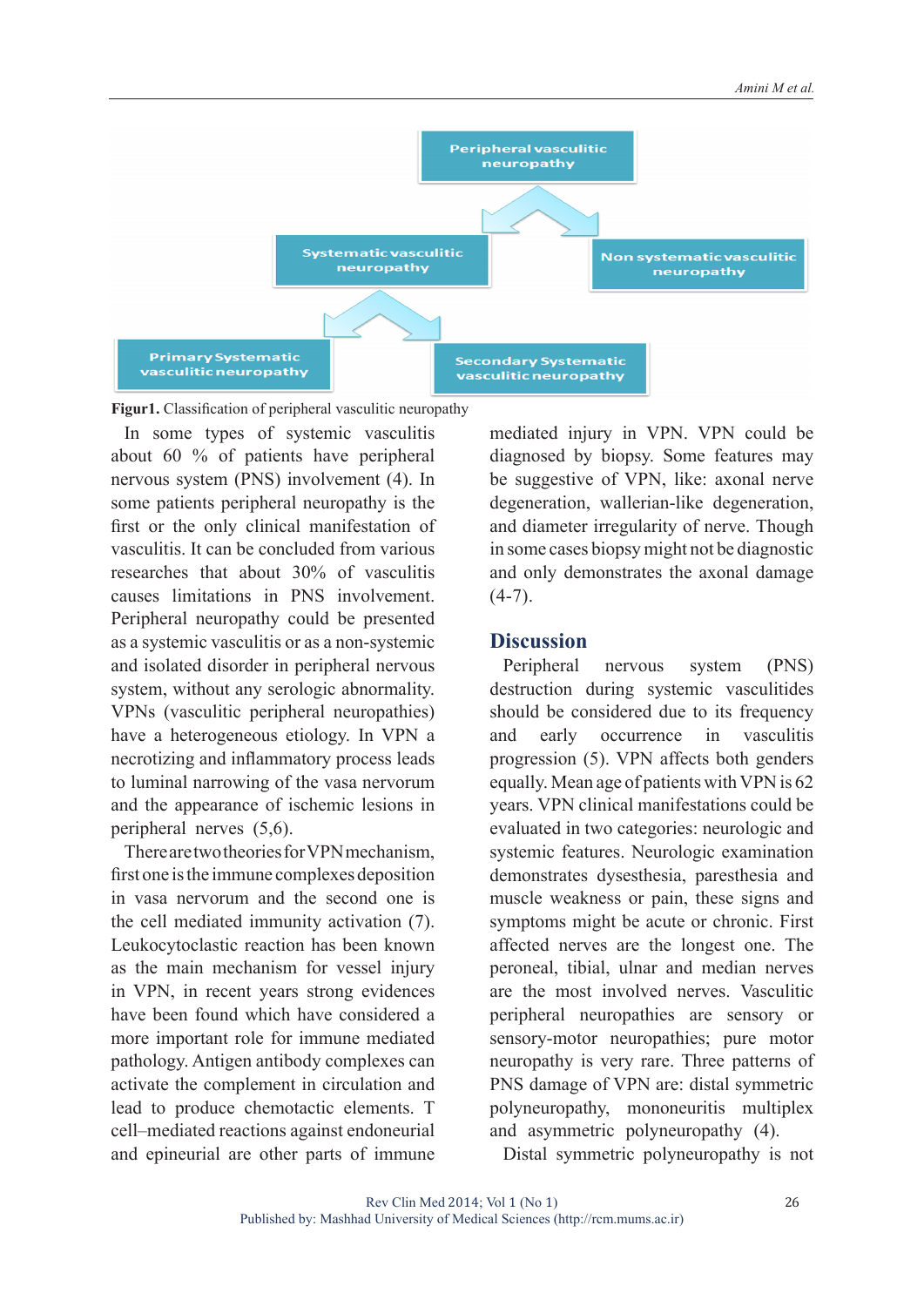Peripheral vasculitic neuropathy

Systematic vasculitic neuropathy

Non systematic vasculitic neuropathy

Primary Systematic vasculitic neuropathy

Secondary Systematic vasculitic neuropathy

**Figur1.** Classification of peripheral vasculitic neuropathy

In some types of systemic vasculitis about 60 % of patients have peripheral nervous system (PNS) involvement (4). In some patients peripheral neuropathy is the first or the only clinical manifestation of vasculitis. It can be concluded from various researches that about 30% of vasculitis causes limitations in PNS involvement. Peripheral neuropathy could be presented as a systemic vasculitis or as a non-systemic and isolated disorder in peripheral nervous system, without any serologic abnormality. VPNs (vasculitic peripheral neuropathies) have a heterogeneous etiology. In VPN a necrotizing and inflammatory process leads to luminal narrowing of the vasa nervorum and the appearance of ischemic lesions in peripheral nerves (5,6).

There are two theories for VPN mechanism, first one is the immune complexes deposition in vasa nervorum and the second one is the cell mediated immunity activation (7). Leukocytoclastic reaction has been known as the main mechanism for vessel injury in VPN, in recent years strong evidences have been found which have considered a more important role for immune mediated pathology. Antigen antibody complexes can activate the complement in circulation and lead to produce chemotactic elements. T cell–mediated reactions against endoneurial and epineurial are other parts of immune mediated injury in VPN. VPN could be diagnosed by biopsy. Some features may be suggestive of VPN, like: axonal nerve degeneration, wallerian-like degeneration, and diameter irregularity of nerve. Though in some cases biopsy might not be diagnostic and only demonstrates the axonal damage (4-7).

## Discussion

Peripheral nervous system (PNS) destruction during systemic vasculitides should be considered due to its frequency and early occurrence in vasculitis progression (5). VPN affects both genders equally. Mean age of patients with VPN is 62 years. VPN clinical manifestations could be evaluated in two categories: neurologic and systemic features. Neurologic examination demonstrates dysesthesia, paresthesia and muscle weakness or pain, these signs and symptoms might be acute or chronic. First affected nerves are the longest one. The peroneal, tibial, ulnar and median nerves are the most involved nerves. Vasculitic peripheral neuropathies are sensory or sensory-motor neuropathies; pure motor neuropathy is very rare. Three patterns of PNS damage of VPN are: distal symmetric polyneuropathy, mononeuritis multiplex and asymmetric polyneuropathy (4).

Distal symmetric polyneuropathy is not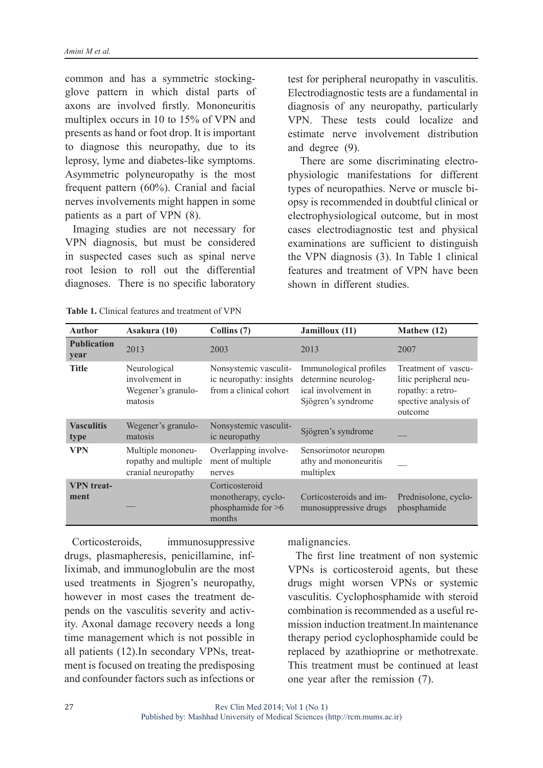common and has a symmetric stocking-glove pattern in which distal parts of axons are involved firstly. Mononeuritis multiplex occurs in 10 to 15% of VPN and presents as hand or foot drop. It is important to diagnose this neuropathy, due to its leprosy, lyme and diabetes-like symptoms. Asymmetric polyneuropathy is the most frequent pattern (60%). Cranial and facial nerves involvements might happen in some patients as a part of VPN (8).

Imaging studies are not necessary for VPN diagnosis, but must be considered in suspected cases such as spinal nerve root lesion to roll out the differential diagnoses. There is no specific laboratory test for peripheral neuropathy in vasculitis. Electrodiagnostic tests are a fundamental in diagnosis of any neuropathy, particularly VPN. These tests could localize and estimate nerve involvement distribution and degree (9).

There are some discriminating electrophysiologic manifestations for different types of neuropathies. Nerve or muscle biopsy is recommended in doubtful clinical or electrophysiological outcome, but in most cases electrodiagnostic test and physical examinations are sufficient to distinguish the VPN diagnosis (3). In Table 1 clinical features and treatment of VPN have been shown in different studies.

**Table 1.** Clinical features and treatment of VPN

| Author | Asakura (10) | Collins (7) | Jamilloux (11) | Mathew (12) |
|---|---|---|---|---|
| **Publication year** | 2013 | 2003 | 2013 | 2007 |
| **Title** | Neurological involvement in Wegener's granulomatosis | Nonsystemic vasculitic neuropathy: insights from a clinical cohort | Immunological profiles determine neurological involvement in Sjögren's syndrome | Treatment of vasculitic peripheral neuropathy: a retrospective analysis of outcome |
| **Vasculitis type** | Wegener's granulomatosis | Nonsystemic vasculitic neuropathy | Sjögren's syndrome | — |
| **VPN** | Multiple mononeuropathy and multiple cranial neuropathy | Overlapping involvement of multiple nerves | Sensorimotor neuropathy and mononeuritis multiplex | — |
| **VPN treatment** | — | Corticosteroid monotherapy, cyclophosphamide for >6 months | Corticosteroids and immunosuppressive drugs | Prednisolone, cyclophosphamide |

Corticosteroids, immunosuppressive drugs, plasmapheresis, penicillamine, infliximab, and immunoglobulin are the most used treatments in Sjogren's neuropathy, however in most cases the treatment depends on the vasculitis severity and activity. Axonal damage recovery needs a long time management which is not possible in all patients (12).In secondary VPNs, treatment is focused on treating the predisposing and confounder factors such as infections or malignancies.

The first line treatment of non systemic VPNs is corticosteroid agents, but these drugs might worsen VPNs or systemic vasculitis. Cyclophosphamide with steroid combination is recommended as a useful remission induction treatment.In maintenance therapy period cyclophosphamide could be replaced by azathioprine or methotrexate. This treatment must be continued at least one year after the remission (7).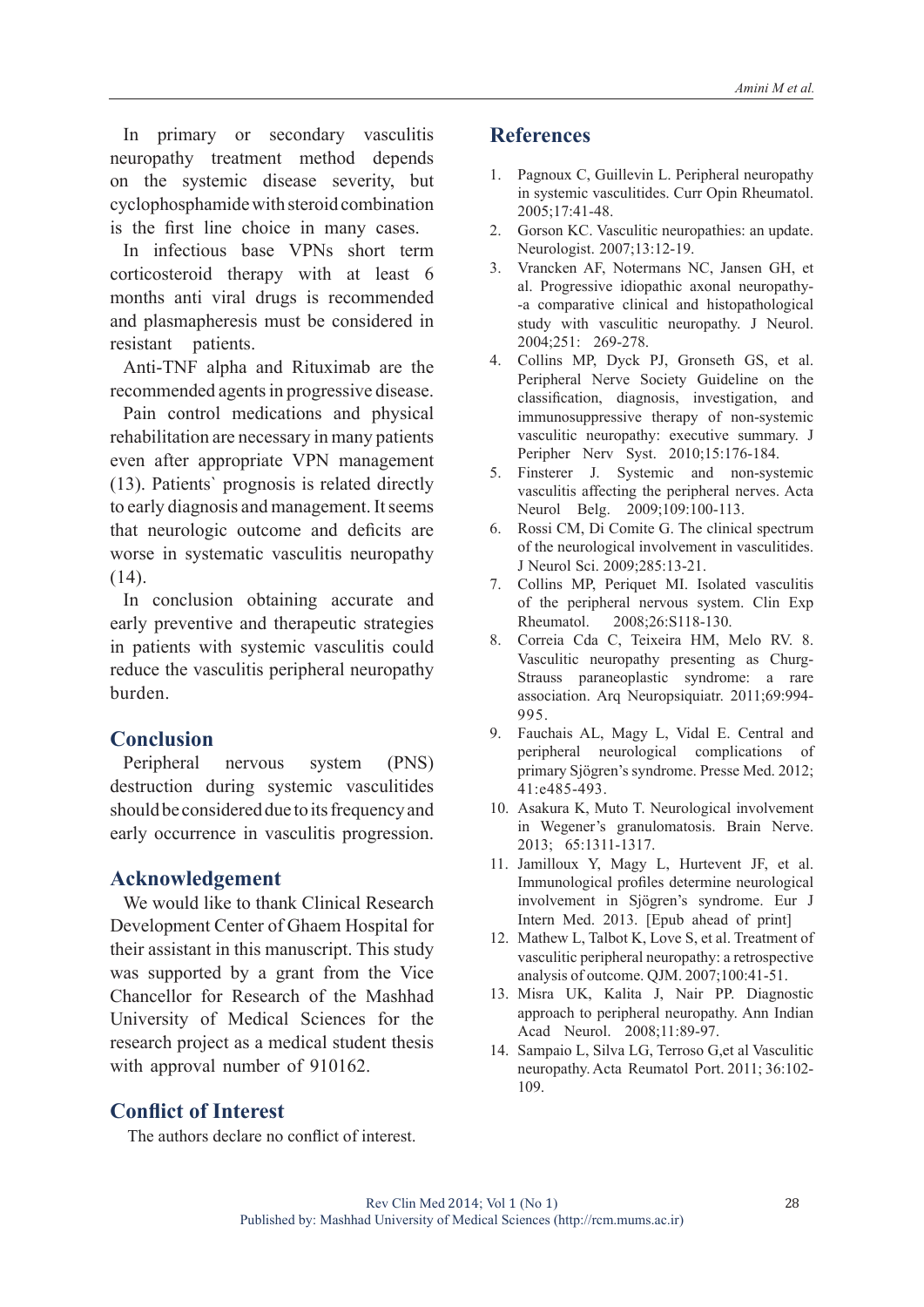In primary or secondary vasculitis neuropathy treatment method depends on the systemic disease severity, but cyclophosphamide with steroid combination is the first line choice in many cases.

In infectious base VPNs short term corticosteroid therapy with at least 6 months anti viral drugs is recommended and plasmapheresis must be considered in resistant patients.

Anti-TNF alpha and Rituximab are the recommended agents in progressive disease.

Pain control medications and physical rehabilitation are necessary in many patients even after appropriate VPN management (13). Patients` prognosis is related directly to early diagnosis and management. It seems that neurologic outcome and deficits are worse in systematic vasculitis neuropathy (14).

In conclusion obtaining accurate and early preventive and therapeutic strategies in patients with systemic vasculitis could reduce the vasculitis peripheral neuropathy burden.

## Conclusion

Peripheral nervous system (PNS) destruction during systemic vasculitides should be considered due to its frequency and early occurrence in vasculitis progression.

## Acknowledgement

We would like to thank Clinical Research Development Center of Ghaem Hospital for their assistant in this manuscript. This study was supported by a grant from the Vice Chancellor for Research of the Mashhad University of Medical Sciences for the research project as a medical student thesis with approval number of 910162.

## Conflict of Interest

The authors declare no conflict of interest.

## References

1. Pagnoux C, Guillevin L. Peripheral neuropathy in systemic vasculitides. Curr Opin Rheumatol. 2005;17:41-48.
2. Gorson KC. Vasculitic neuropathies: an update. Neurologist. 2007;13:12-19.
3. Vrancken AF, Notermans NC, Jansen GH, et al. Progressive idiopathic axonal neuropathy--a comparative clinical and histopathological study with vasculitic neuropathy. J Neurol. 2004;251: 269-278.
4. Collins MP, Dyck PJ, Gronseth GS, et al. Peripheral Nerve Society Guideline on the classification, diagnosis, investigation, and immunosuppressive therapy of non-systemic vasculitic neuropathy: executive summary. J Peripher Nerv Syst. 2010;15:176-184.
5. Finsterer J. Systemic and non-systemic vasculitis affecting the peripheral nerves. Acta Neurol Belg. 2009;109:100-113.
6. Rossi CM, Di Comite G. The clinical spectrum of the neurological involvement in vasculitides. J Neurol Sci. 2009;285:13-21.
7. Collins MP, Periquet MI. Isolated vasculitis of the peripheral nervous system. Clin Exp Rheumatol. 2008;26:S118-130.
8. Correia Cda C, Teixeira HM, Melo RV. 8. Vasculitic neuropathy presenting as Churg-Strauss paraneoplastic syndrome: a rare association. Arq Neuropsiquiatr. 2011;69:994-995.
9. Fauchais AL, Magy L, Vidal E. Central and peripheral neurological complications of primary Sjögren's syndrome. Presse Med. 2012; 41:e485-493.
10. Asakura K, Muto T. Neurological involvement in Wegener's granulomatosis. Brain Nerve. 2013; 65:1311-1317.
11. Jamilloux Y, Magy L, Hurtevent JF, et al. Immunological profiles determine neurological involvement in Sjögren's syndrome. Eur J Intern Med. 2013. [Epub ahead of print]
12. Mathew L, Talbot K, Love S, et al. Treatment of vasculitic peripheral neuropathy: a retrospective analysis of outcome. QJM. 2007;100:41-51.
13. Misra UK, Kalita J, Nair PP. Diagnostic approach to peripheral neuropathy. Ann Indian Acad Neurol. 2008;11:89-97.
14. Sampaio L, Silva LG, Terroso G,et al Vasculitic neuropathy. Acta Reumatol Port. 2011; 36:102-109.